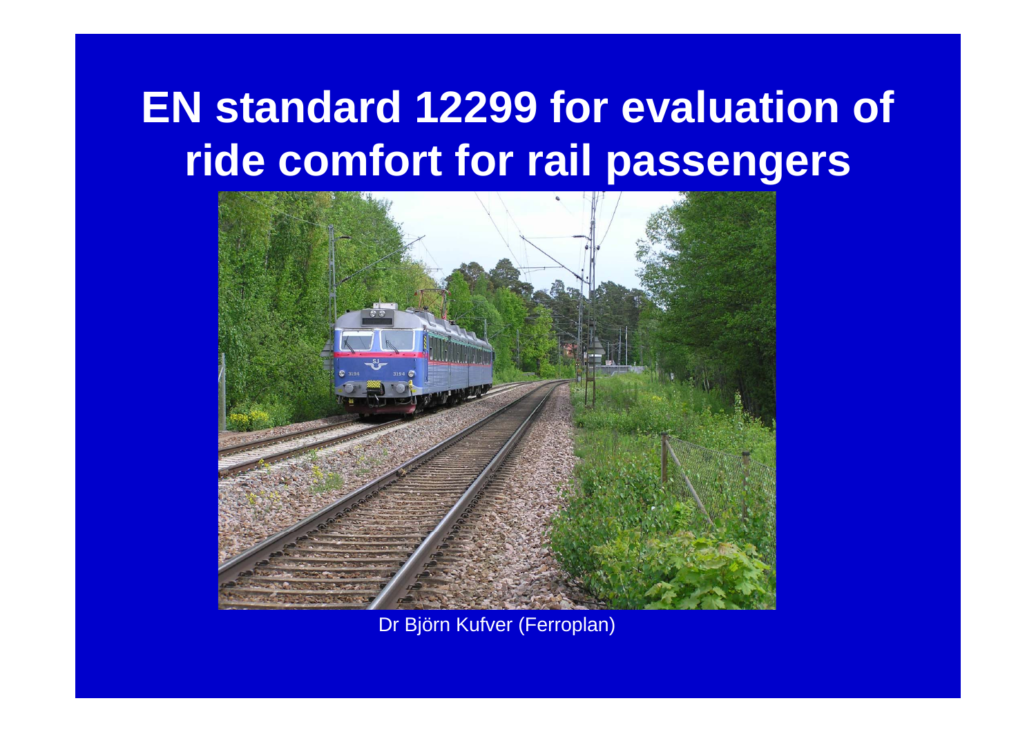# EN standard 12299 for evaluation of ride comfort for rail passengers

Dr Björn Kufver (Ferroplan)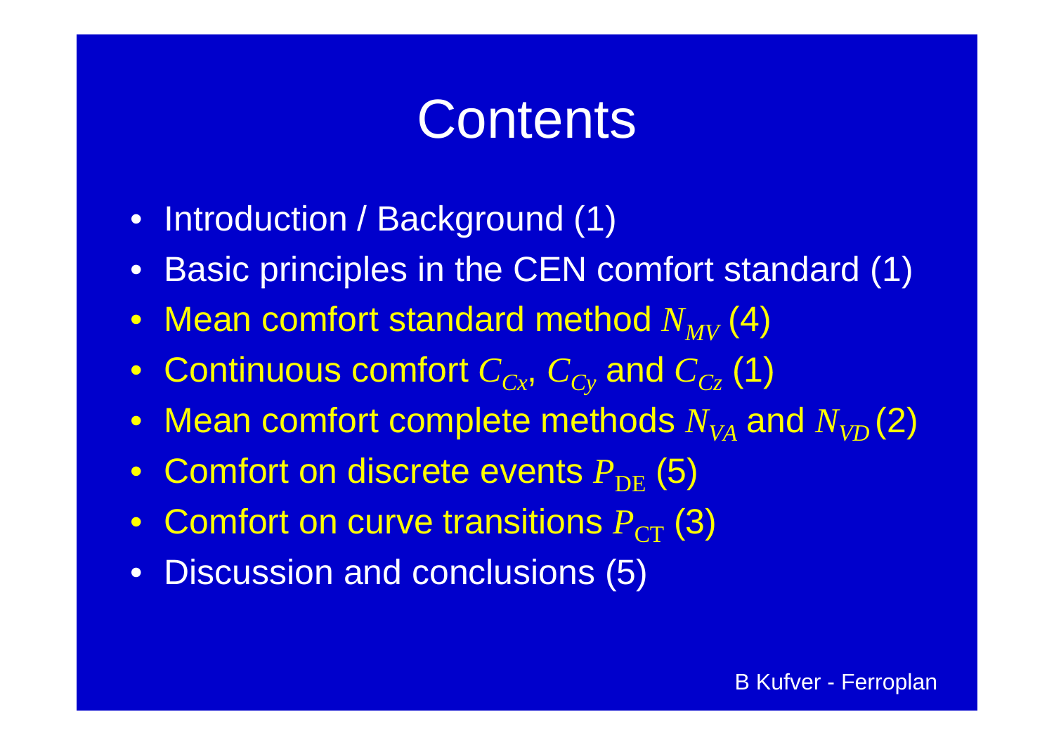# Contents

- Introduction / Background (1)
- Basic principles in the CEN comfort standard (1)
- Mean comfort standard method $N_{MV}$ (4)
- Continuous comfort $C_{Cx}$, $C_{Cy}$ and $C_{Cz}$ (1)
- Mean comfort complete methods $N_{VA}$ and $N_{VD}$ (2)
- Comfort on discrete events $P_{\mathrm{DE}}$ (5)
- Comfort on curve transitions $P_{\mathrm{CT}}$ (3)
- Discussion and conclusions (5)

B Kufver - Ferroplan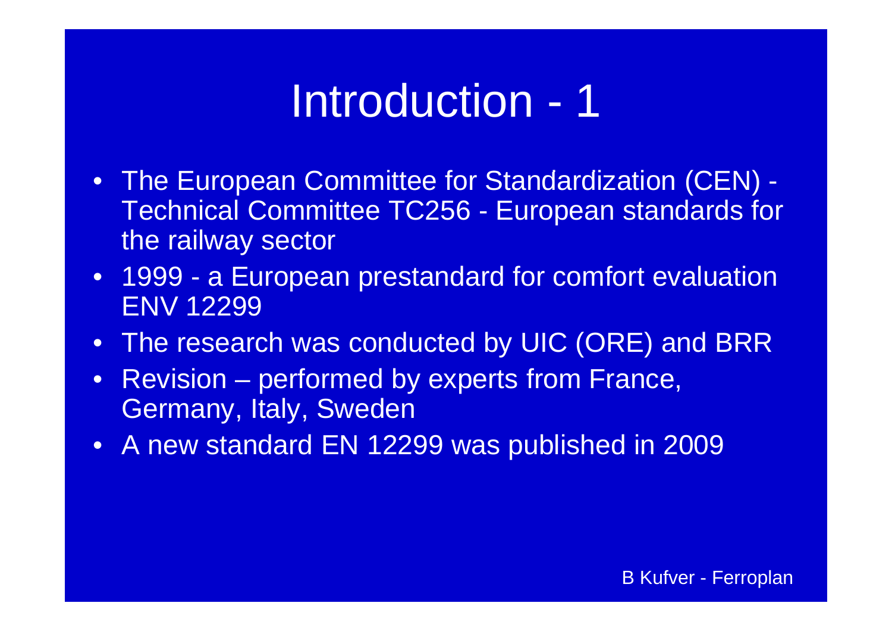# Introduction - 1

- The European Committee for Standardization (CEN) - Technical Committee TC256 - European standards for the railway sector
- 1999 - a European prestandard for comfort evaluation ENV 12299
- The research was conducted by UIC (ORE) and BRR
- Revision – performed by experts from France, Germany, Italy, Sweden
- A new standard EN 12299 was published in 2009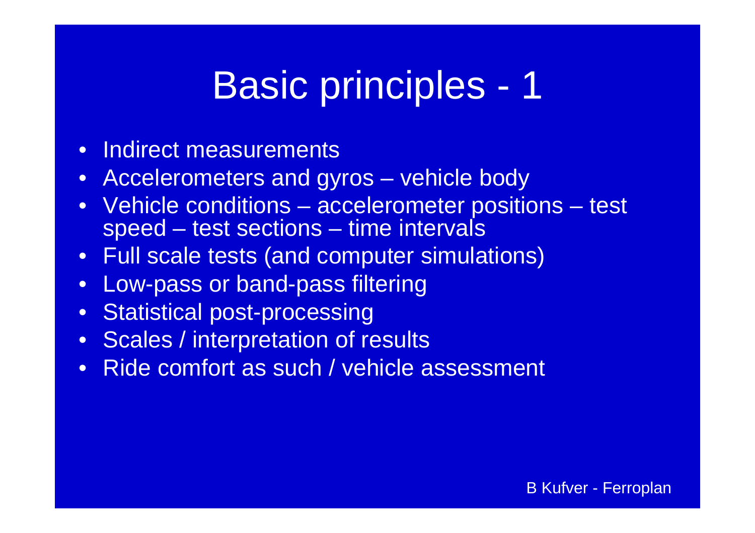# Basic principles - 1

- Indirect measurements
- Accelerometers and gyros – vehicle body
- Vehicle conditions – accelerometer positions – test speed – test sections – time intervals
- Full scale tests (and computer simulations)
- Low-pass or band-pass filtering
- Statistical post-processing
- Scales / interpretation of results
- Ride comfort as such / vehicle assessment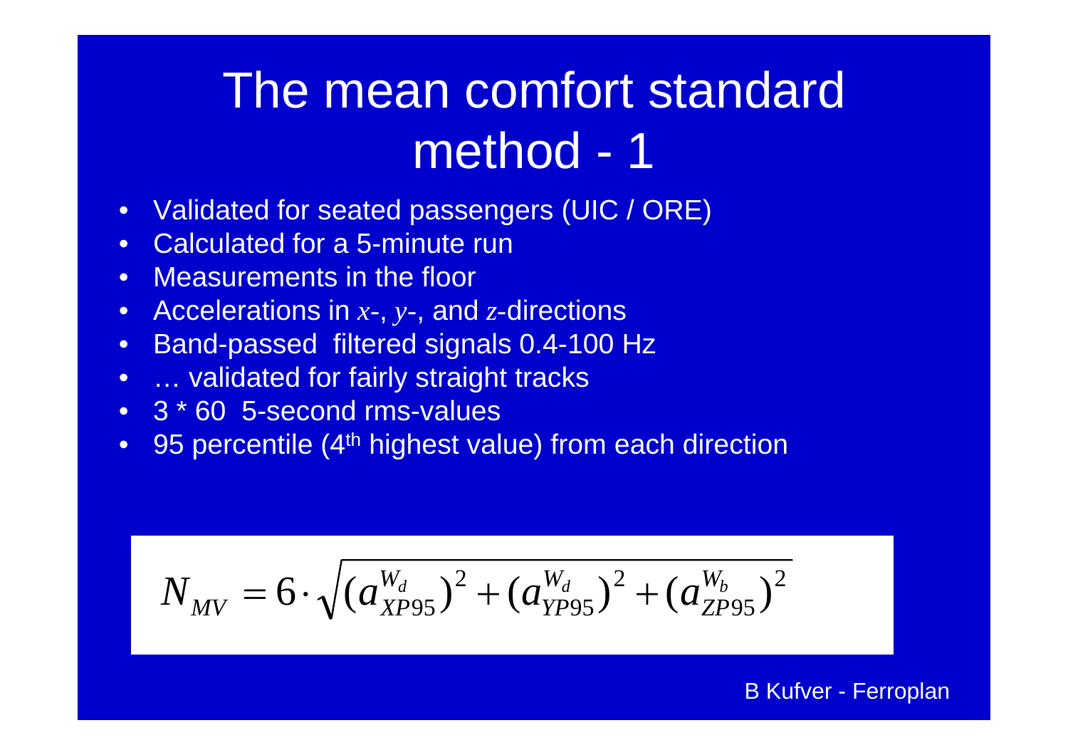# The mean comfort standard method - 1

- Validated for seated passengers (UIC / ORE)
- Calculated for a 5-minute run
- Measurements in the floor
- Accelerations in *x*-, *y*-, and *z*-directions
- Band-passed filtered signals 0.4-100 Hz
- … validated for fairly straight tracks
- 3 * 60 5-second rms-values
- 95 percentile (4th highest value) from each direction

$$N_{MV} = 6 \cdot \sqrt{(a_{XP95}^{W_d})^2 + (a_{YP95}^{W_d})^2 + (a_{ZP95}^{W_b})^2}$$

B Kufver - Ferroplan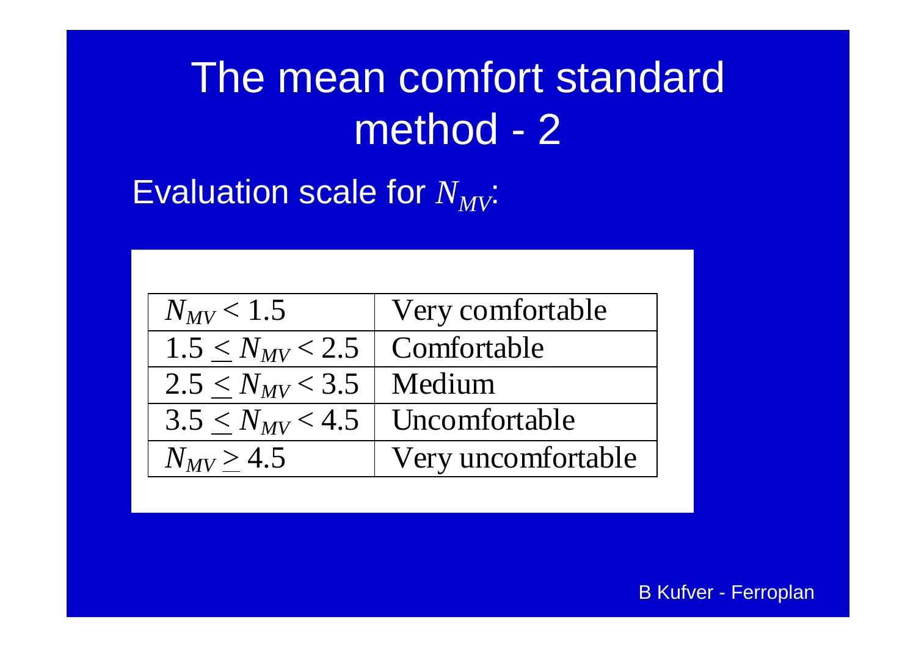# The mean comfort standard method - 2

Evaluation scale for $N_{MV}$:

| | |
|---|---|
| $N_{MV} < 1.5$ | Very comfortable |
| $1.5 \leq N_{MV} < 2.5$ | Comfortable |
| $2.5 \leq N_{MV} < 3.5$ | Medium |
| $3.5 \leq N_{MV} < 4.5$ | Uncomfortable |
| $N_{MV} \geq 4.5$ | Very uncomfortable |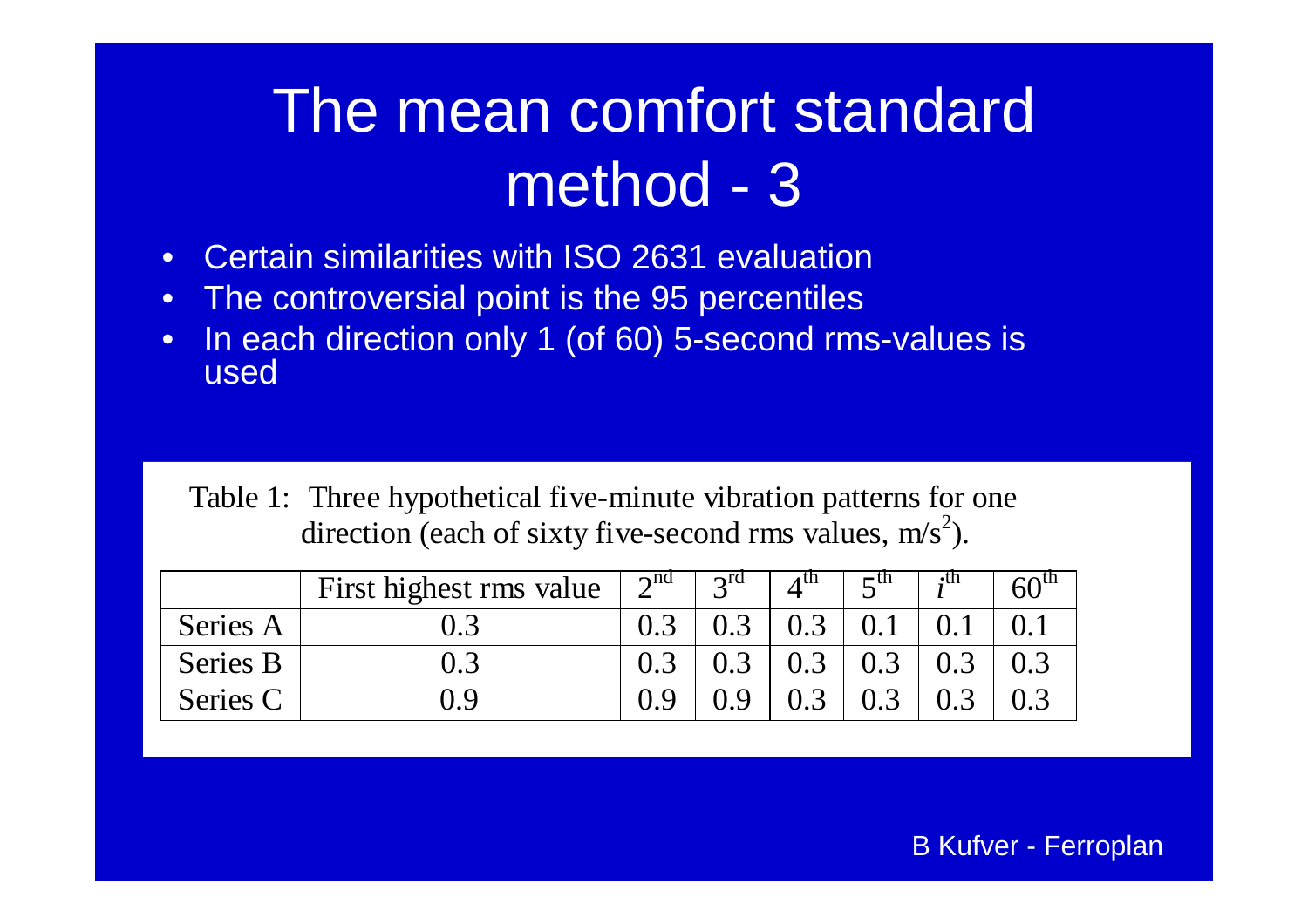# The mean comfort standard method - 3

- Certain similarities with ISO 2631 evaluation
- The controversial point is the 95 percentiles
- In each direction only 1 (of 60) 5-second rms-values is used

Table 1: Three hypothetical five-minute vibration patterns for one direction (each of sixty five-second rms values, $m/s^2$).

| | First highest rms value | $2^{nd}$ | $3^{rd}$ | $4^{th}$ | $5^{th}$ | $i^{th}$ | $60^{th}$ |
|---|---|---|---|---|---|---|---|
| Series A | 0.3 | 0.3 | 0.3 | 0.3 | 0.1 | 0.1 | 0.1 |
| Series B | 0.3 | 0.3 | 0.3 | 0.3 | 0.3 | 0.3 | 0.3 |
| Series C | 0.9 | 0.9 | 0.9 | 0.3 | 0.3 | 0.3 | 0.3 |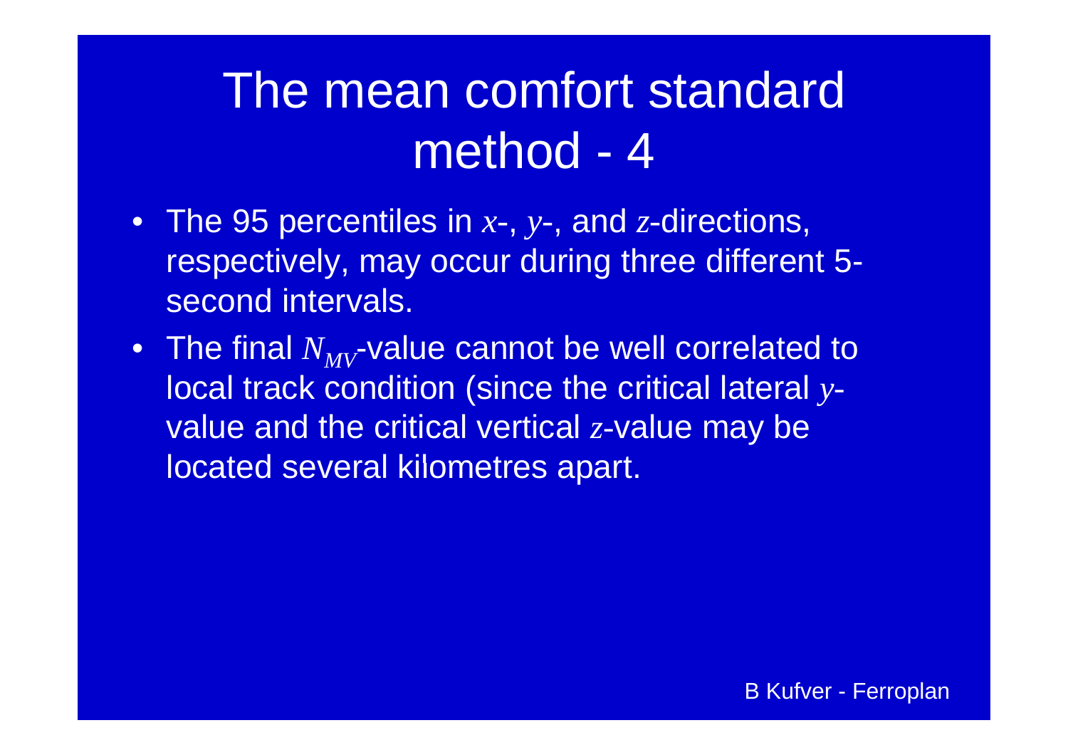# The mean comfort standard method - 4

- The 95 percentiles in $x$-, $y$-, and $z$-directions, respectively, may occur during three different 5-second intervals.
- The final $N_{MV}$-value cannot be well correlated to local track condition (since the critical lateral $y$-value and the critical vertical $z$-value may be located several kilometres apart.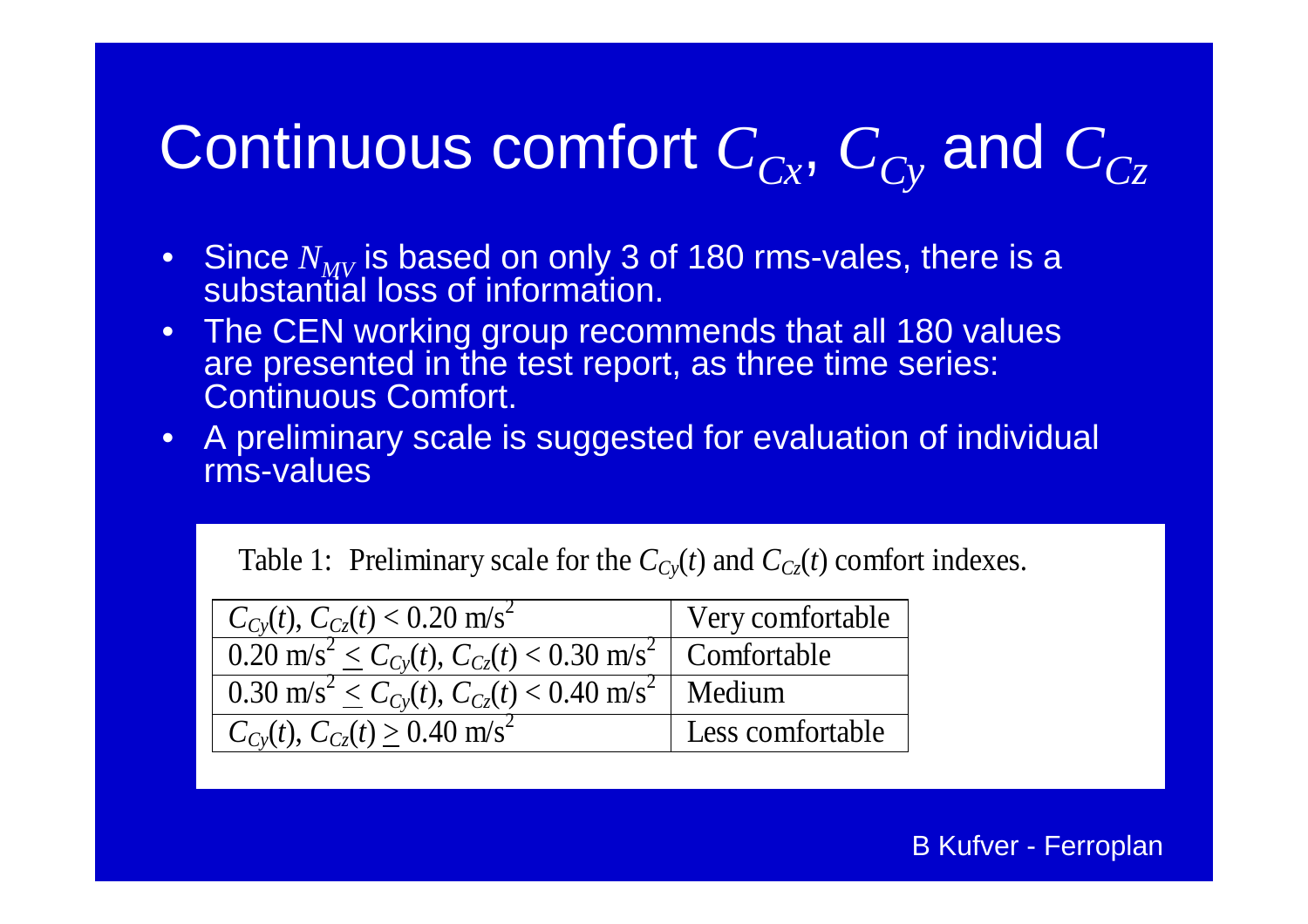# Continuous comfort $C_{Cx}$, $C_{Cy}$ and $C_{Cz}$

- Since $N_{MV}$ is based on only 3 of 180 rms-vales, there is a substantial loss of information.
- The CEN working group recommends that all 180 values are presented in the test report, as three time series: Continuous Comfort.
- A preliminary scale is suggested for evaluation of individual rms-values

Table 1: Preliminary scale for the $C_{Cy}(t)$ and $C_{Cz}(t)$ comfort indexes.

| Range | Rating |
|---|---|
| $C_{Cy}(t)$, $C_{Cz}(t) < 0.20$ m/s$^2$ | Very comfortable |
| $0.20$ m/s$^2 \leq C_{Cy}(t)$, $C_{Cz}(t) < 0.30$ m/s$^2$ | Comfortable |
| $0.30$ m/s$^2 \leq C_{Cy}(t)$, $C_{Cz}(t) < 0.40$ m/s$^2$ | Medium |
| $C_{Cy}(t)$, $C_{Cz}(t) \geq 0.40$ m/s$^2$ | Less comfortable |

B Kufver - Ferroplan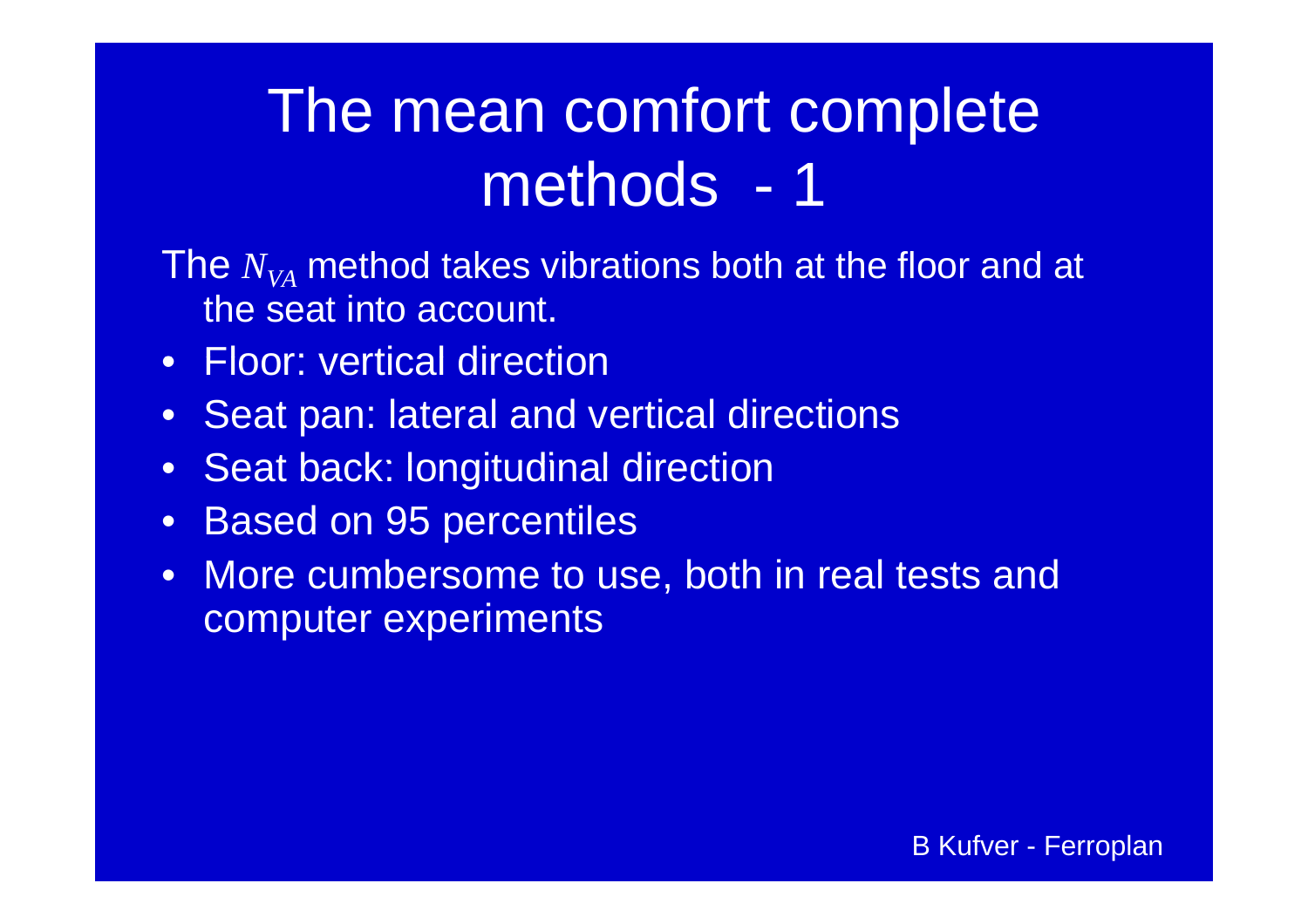# The mean comfort complete methods - 1

The $N_{VA}$ method takes vibrations both at the floor and at the seat into account.

- Floor: vertical direction
- Seat pan: lateral and vertical directions
- Seat back: longitudinal direction
- Based on 95 percentiles
- More cumbersome to use, both in real tests and computer experiments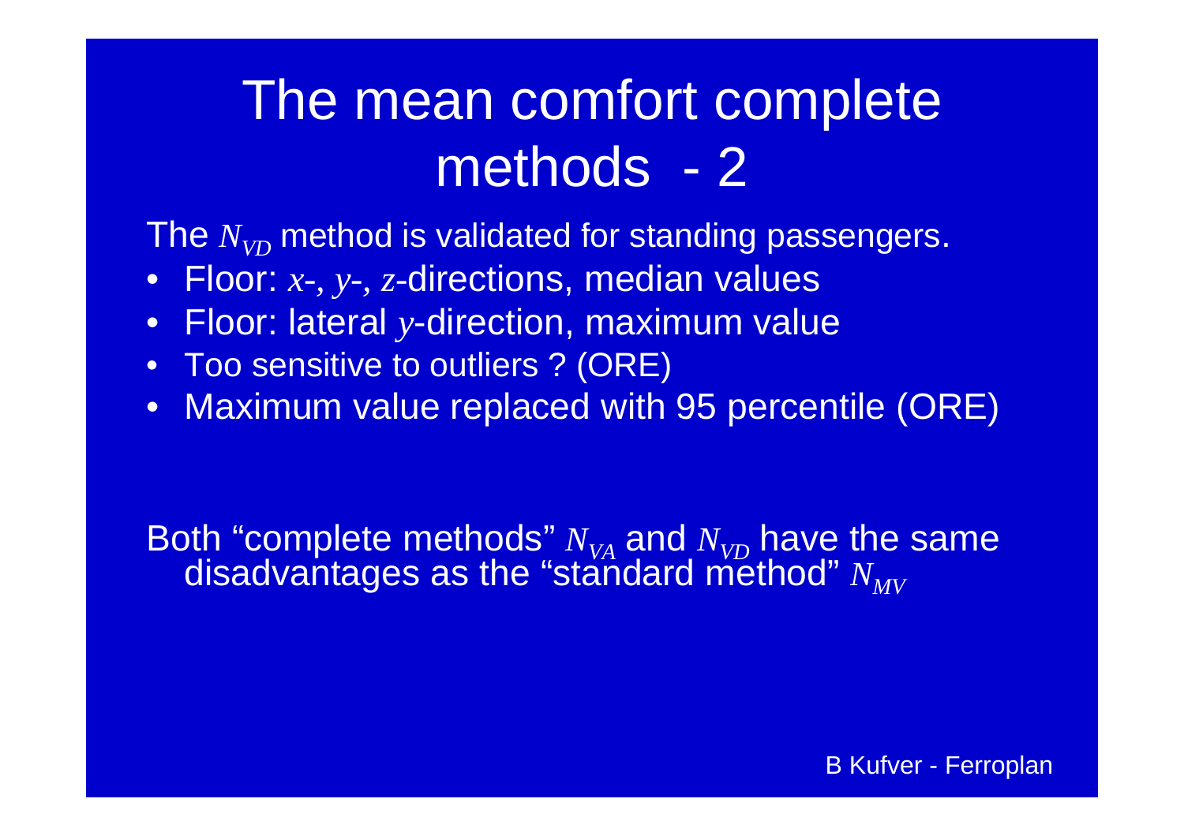# The mean comfort complete methods - 2

The $N_{VD}$ method is validated for standing passengers.

- Floor: $x$-, $y$-, $z$-directions, median values
- Floor: lateral $y$-direction, maximum value
- Too sensitive to outliers ? (ORE)
- Maximum value replaced with 95 percentile (ORE)

Both "complete methods" $N_{VA}$ and $N_{VD}$ have the same disadvantages as the "standard method" $N_{MV}$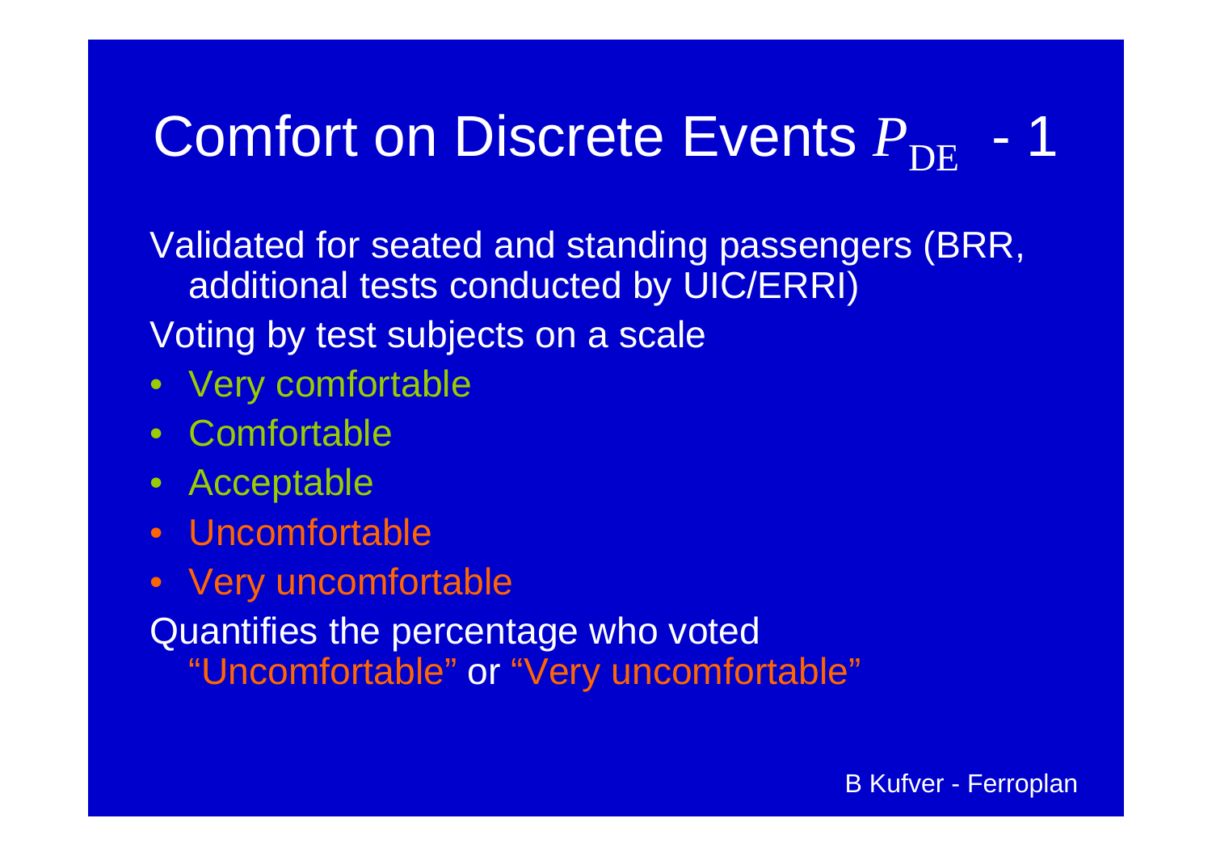# Comfort on Discrete Events $P_{DE}$ - 1

Validated for seated and standing passengers (BRR, additional tests conducted by UIC/ERRI)

Voting by test subjects on a scale

- Very comfortable
- Comfortable
- Acceptable
- Uncomfortable
- Very uncomfortable

Quantifies the percentage who voted "Uncomfortable" or "Very uncomfortable"

B Kufver - Ferroplan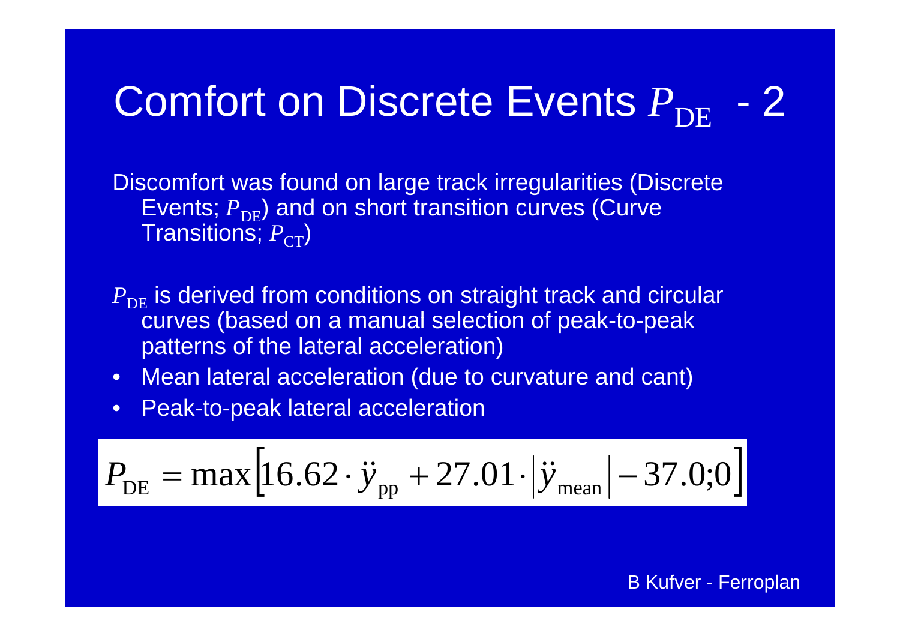# Comfort on Discrete Events $P_{\mathrm{DE}}$ - 2

Discomfort was found on large track irregularities (Discrete Events; $P_{\mathrm{DE}}$) and on short transition curves (Curve Transitions; $P_{\mathrm{CT}}$)

$P_{\mathrm{DE}}$ is derived from conditions on straight track and circular curves (based on a manual selection of peak-to-peak patterns of the lateral acceleration)

- Mean lateral acceleration (due to curvature and cant)
- Peak-to-peak lateral acceleration

$$P_{\mathrm{DE}} = \max\left[16.62 \cdot \ddot{y}_{\mathrm{pp}} + 27.01 \cdot \left|\ddot{y}_{\mathrm{mean}}\right| - 37.0;0\right]$$

B Kufver - Ferroplan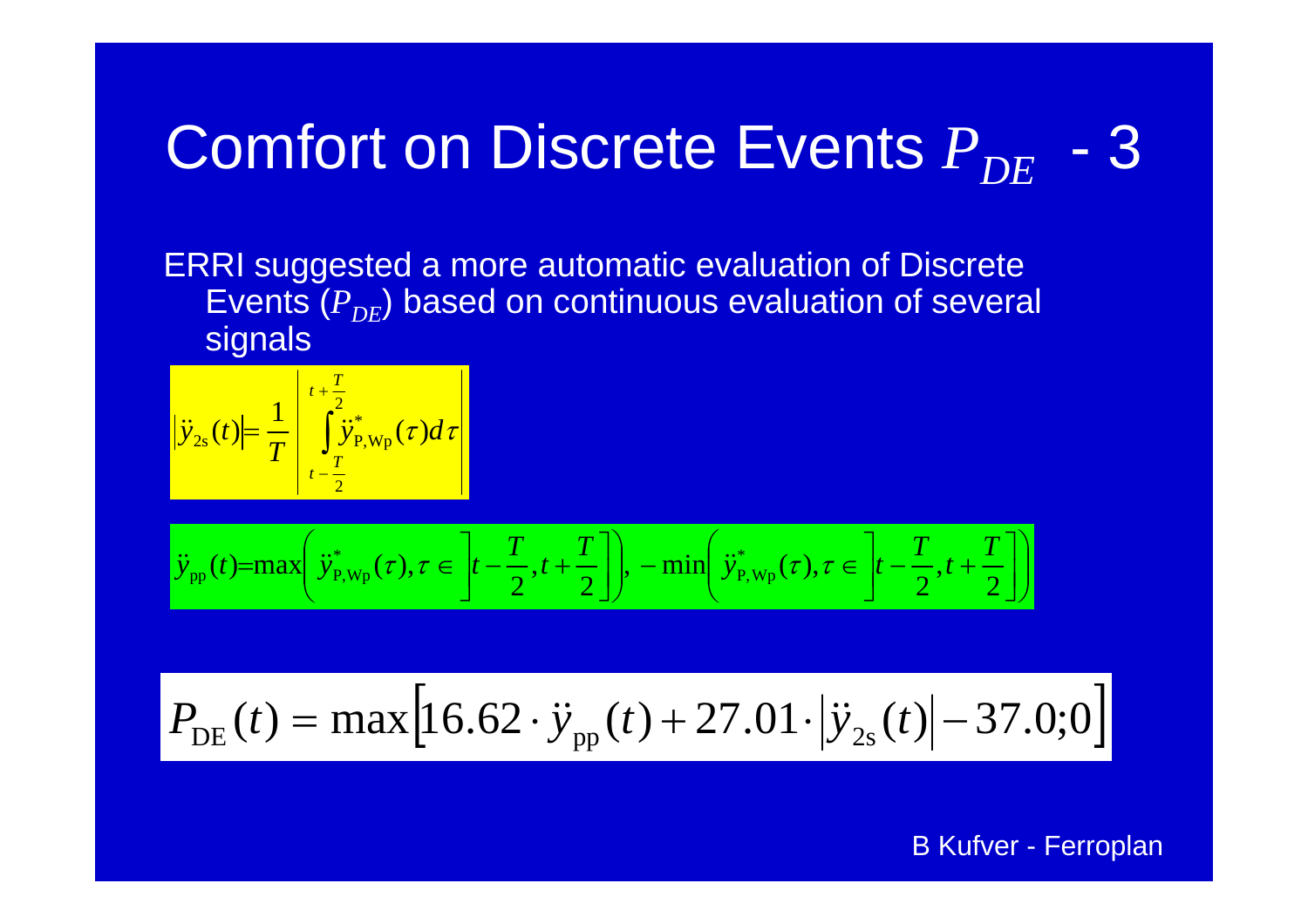# Comfort on Discrete Events $P_{DE}$ - 3

ERRI suggested a more automatic evaluation of Discrete Events ($P_{DE}$) based on continuous evaluation of several signals

$$\left|\ddot{y}_{2s}(t)\right| = \frac{1}{T}\left|\int_{t-\frac{T}{2}}^{t+\frac{T}{2}} \ddot{y}^{*}_{\mathrm{P,Wp}}(\tau)\,d\tau\right|$$

$$\ddot{y}_{\mathrm{pp}}(t) = \max\left(\ddot{y}^{*}_{\mathrm{P,Wp}}(\tau), \tau \in \left]t-\frac{T}{2}, t+\frac{T}{2}\right]\right), -\min\left(\ddot{y}^{*}_{\mathrm{P,Wp}}(\tau), \tau \in \left]t-\frac{T}{2}, t+\frac{T}{2}\right]\right)$$

$$P_{\mathrm{DE}}(t) = \max\left[16.62 \cdot \ddot{y}_{\mathrm{pp}}(t) + 27.01 \cdot \left|\ddot{y}_{2s}(t)\right| - 37.0; 0\right]$$

B Kufver - Ferroplan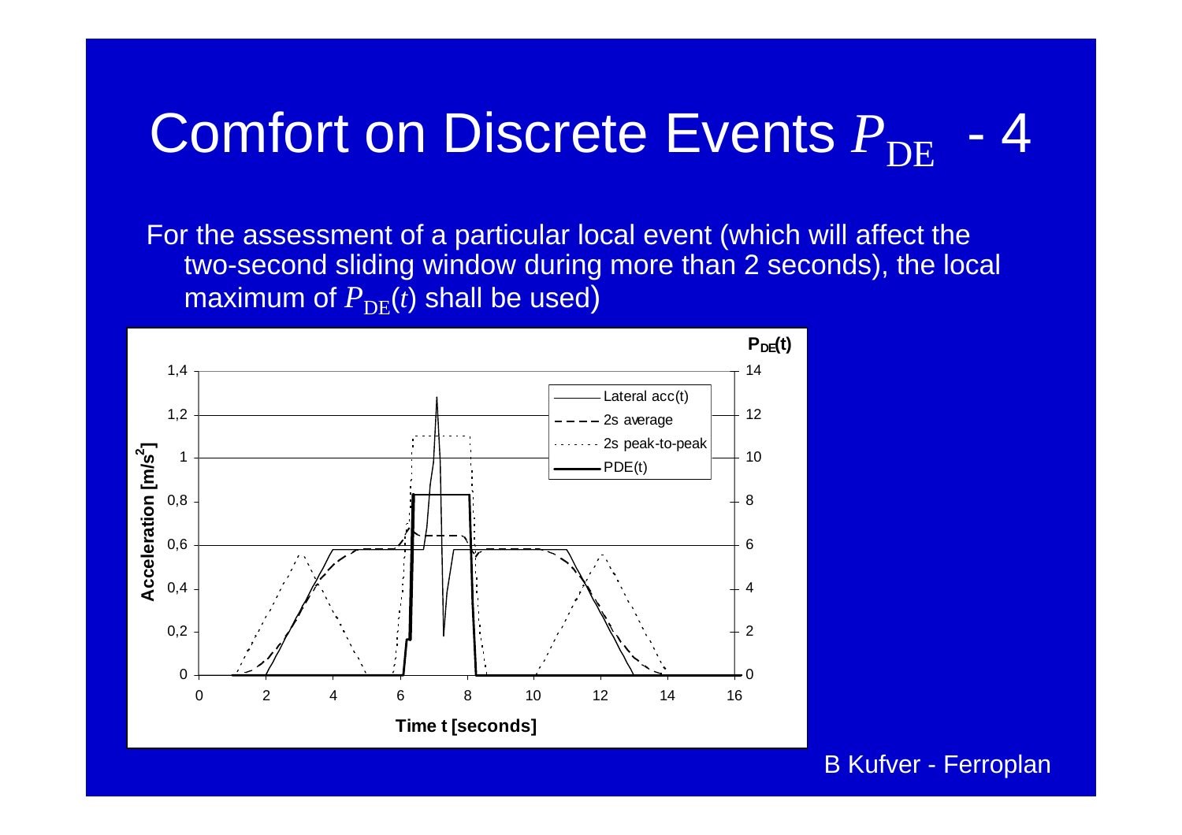# Comfort on Discrete Events $P_{\mathrm{DE}}$ - 4

For the assessment of a particular local event (which will affect the two-second sliding window during more than 2 seconds), the local maximum of $P_{\mathrm{DE}}(t)$ shall be used)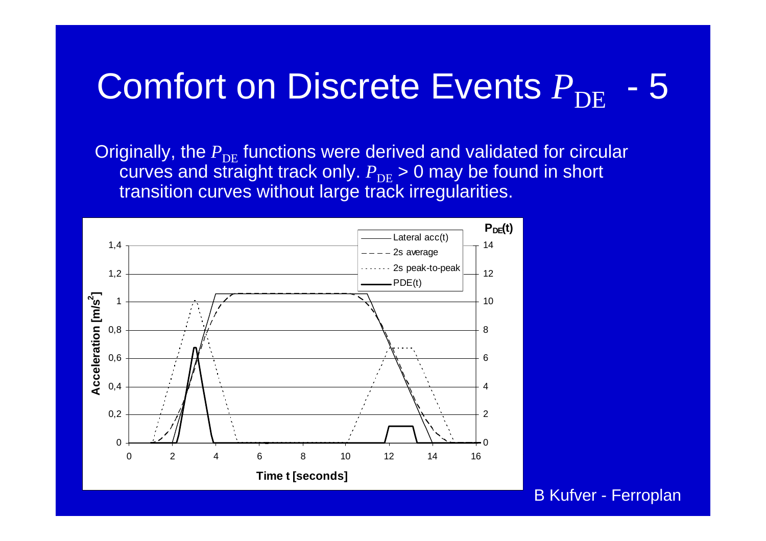# Comfort on Discrete Events $P_{DE}$ - 5

Originally, the $P_{DE}$ functions were derived and validated for circular curves and straight track only. $P_{DE}$ > 0 may be found in short transition curves without large track irregularities.

B Kufver - Ferroplan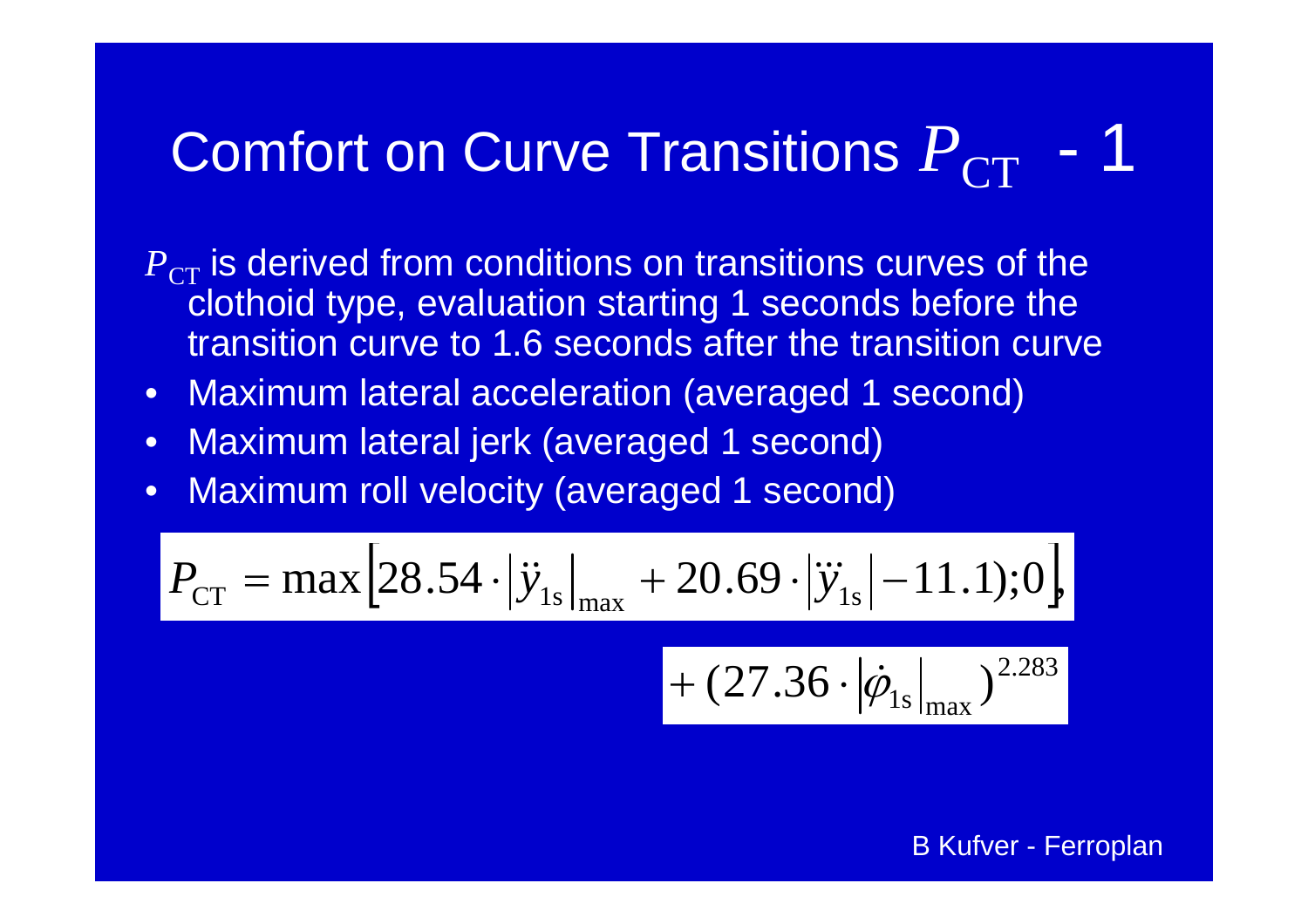# Comfort on Curve Transitions $P_{\mathrm{CT}}$ - 1

$P_{\mathrm{CT}}$ is derived from conditions on transitions curves of the clothoid type, evaluation starting 1 seconds before the transition curve to 1.6 seconds after the transition curve

- Maximum lateral acceleration (averaged 1 second)
- Maximum lateral jerk (averaged 1 second)
- Maximum roll velocity (averaged 1 second)

$$P_{\mathrm{CT}} = \max\left[28.54 \cdot \left|\ddot{y}_{1\mathrm{s}}\right|_{\max} + 20.69 \cdot \left|\dddot{y}_{1\mathrm{s}}\right| - 11.1);0\right]$$

$$+ (27.36 \cdot \left|\dot{\varphi}_{1\mathrm{s}}\right|_{\max})^{2.283}$$

B Kufver - Ferroplan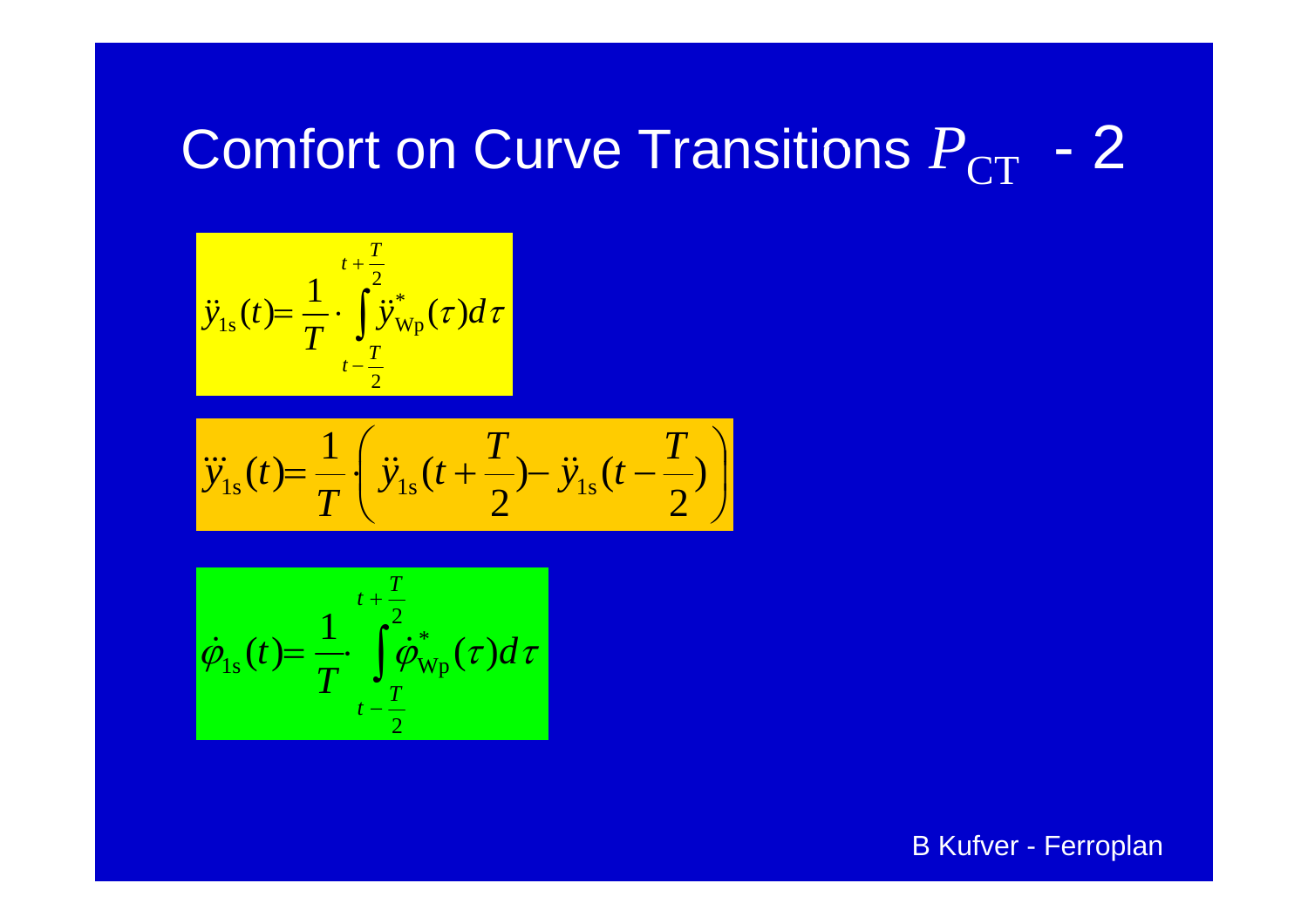# Comfort on Curve Transitions $P_{\mathrm{CT}}$ - 2

$$\ddot{y}_{1s}(t) = \frac{1}{T} \cdot \int_{t-\frac{T}{2}}^{t+\frac{T}{2}} \ddot{y}^{*}_{\mathrm{Wp}}(\tau)\, d\tau$$

$$\dddot{y}_{1s}(t) = \frac{1}{T} \cdot \left( \ddot{y}_{1s}\left(t + \frac{T}{2}\right) - \ddot{y}_{1s}\left(t - \frac{T}{2}\right) \right)$$

$$\dot{\varphi}_{1s}(t) = \frac{1}{T} \cdot \int_{t-\frac{T}{2}}^{t+\frac{T}{2}} \dot{\varphi}^{*}_{\mathrm{Wp}}(\tau)\, d\tau$$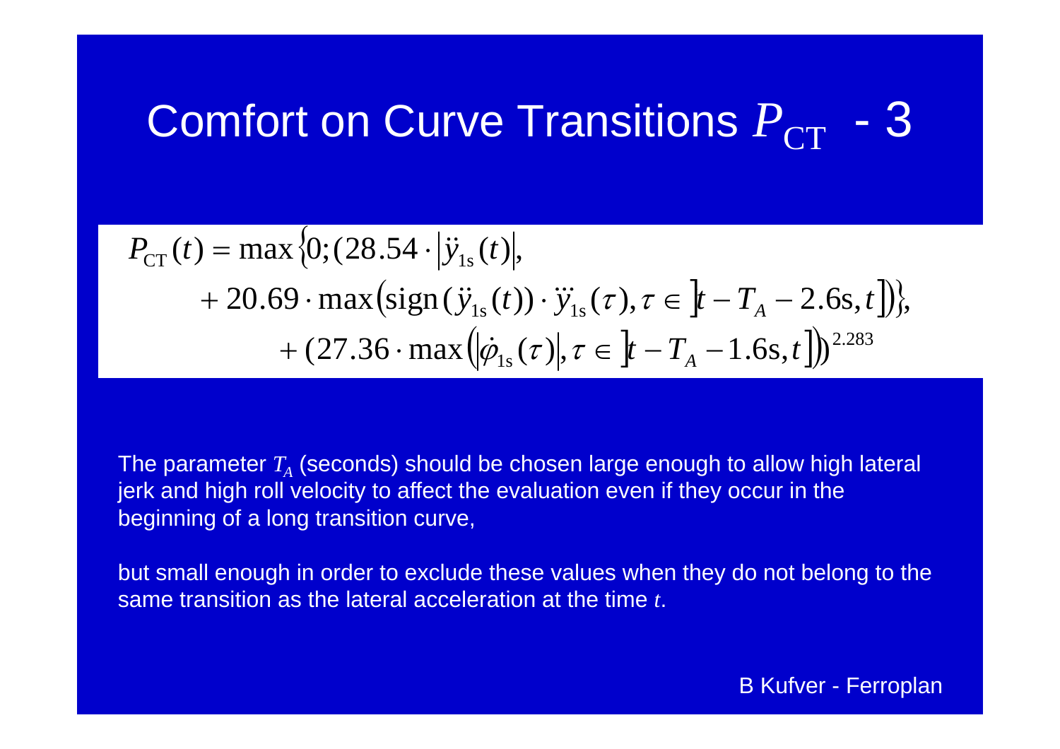# Comfort on Curve Transitions $P_{\text{CT}}$ - 3

$$
\begin{aligned}
P_{\text{CT}}(t) = \max\{0; (28.54 \cdot |\ddot{y}_{1s}(t)|, \\
&+ 20.69 \cdot \max(\text{sign}(\ddot{y}_{1s}(t)) \cdot \dddot{y}_{1s}(\tau), \tau \in ]t - T_A - 2.6\text{s}, t])\}, \\
&+ (27.36 \cdot \max(|\dot{\varphi}_{1s}(\tau)|, \tau \in ]t - T_A - 1.6\text{s}, t]))^{2.283}
\end{aligned}
$$

The parameter $T_A$ (seconds) should be chosen large enough to allow high lateral jerk and high roll velocity to affect the evaluation even if they occur in the beginning of a long transition curve,

but small enough in order to exclude these values when they do not belong to the same transition as the lateral acceleration at the time $t$.

B Kufver - Ferroplan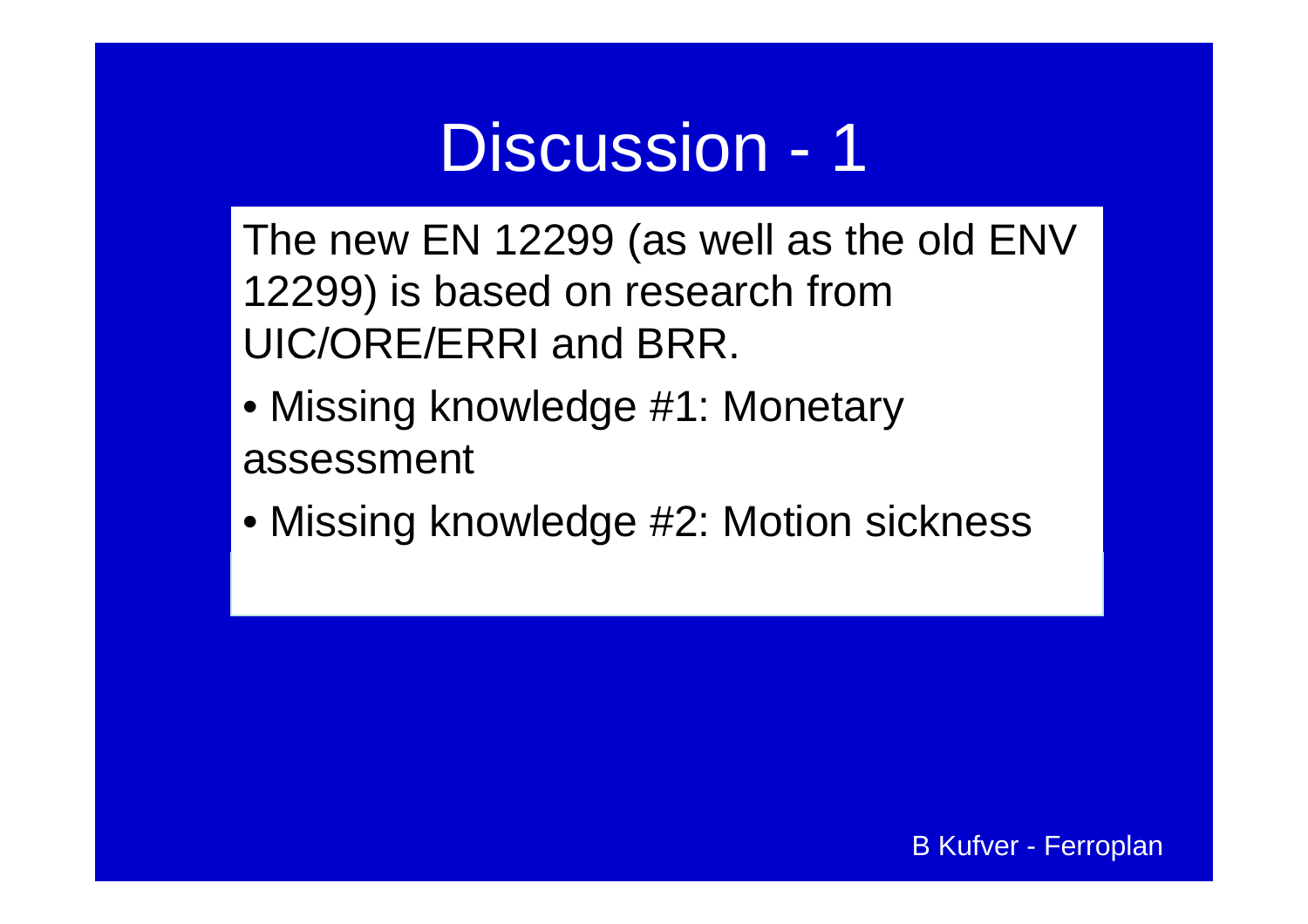# Discussion - 1

The new EN 12299 (as well as the old ENV 12299) is based on research from UIC/ORE/ERRI and BRR.

- Missing knowledge #1: Monetary assessment
- Missing knowledge #2: Motion sickness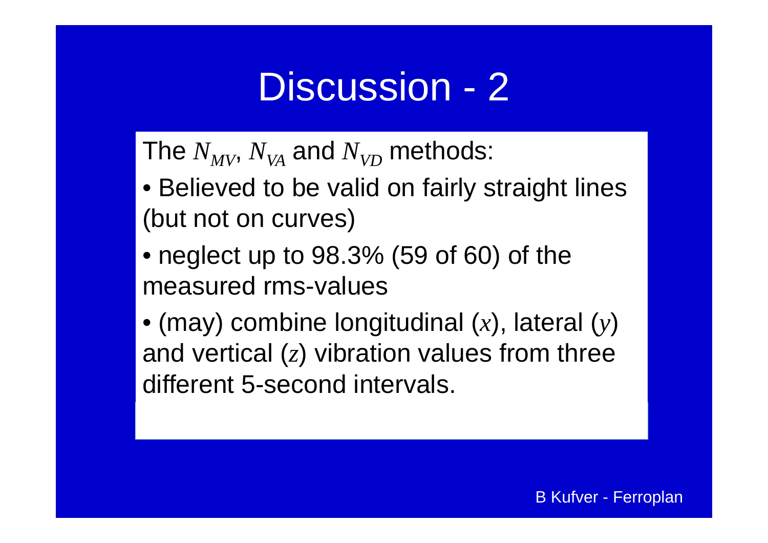# Discussion - 2

The $N_{MV}$, $N_{VA}$ and $N_{VD}$ methods:

- Believed to be valid on fairly straight lines (but not on curves)
- neglect up to 98.3% (59 of 60) of the measured rms-values
- (may) combine longitudinal ($x$), lateral ($y$) and vertical ($z$) vibration values from three different 5-second intervals.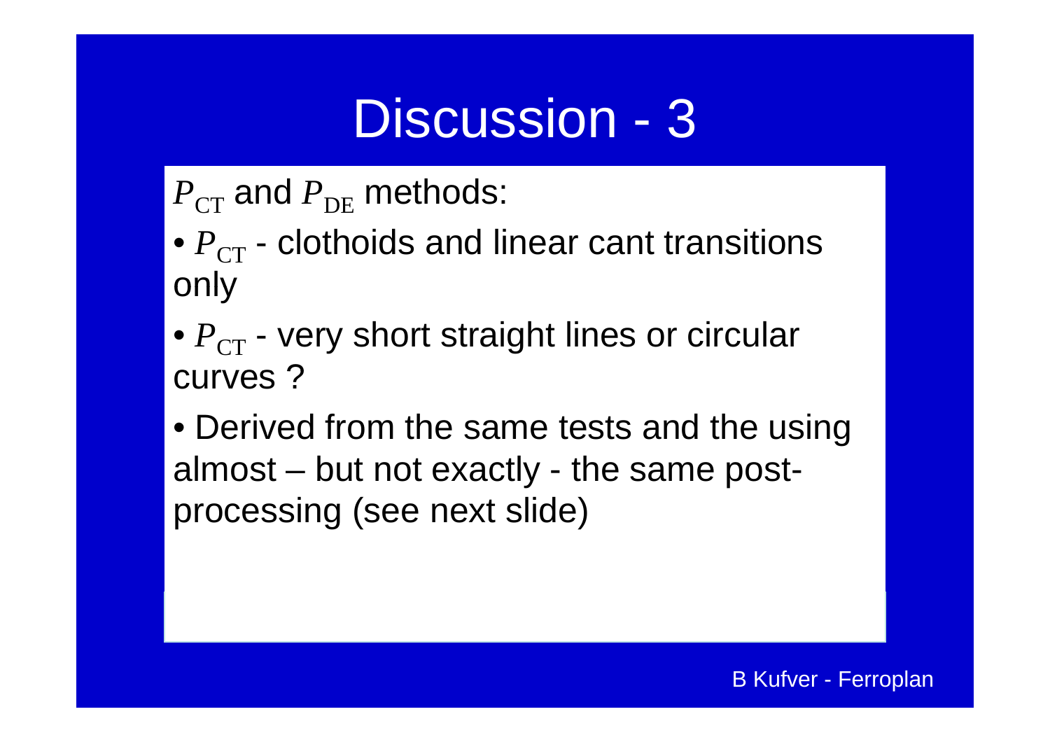# Discussion - 3

$P_{\mathrm{CT}}$ and $P_{\mathrm{DE}}$ methods:

- $P_{\mathrm{CT}}$ - clothoids and linear cant transitions only
- $P_{\mathrm{CT}}$ - very short straight lines or circular curves ?
- Derived from the same tests and the using almost – but not exactly - the same post-processing (see next slide)

B Kufver - Ferroplan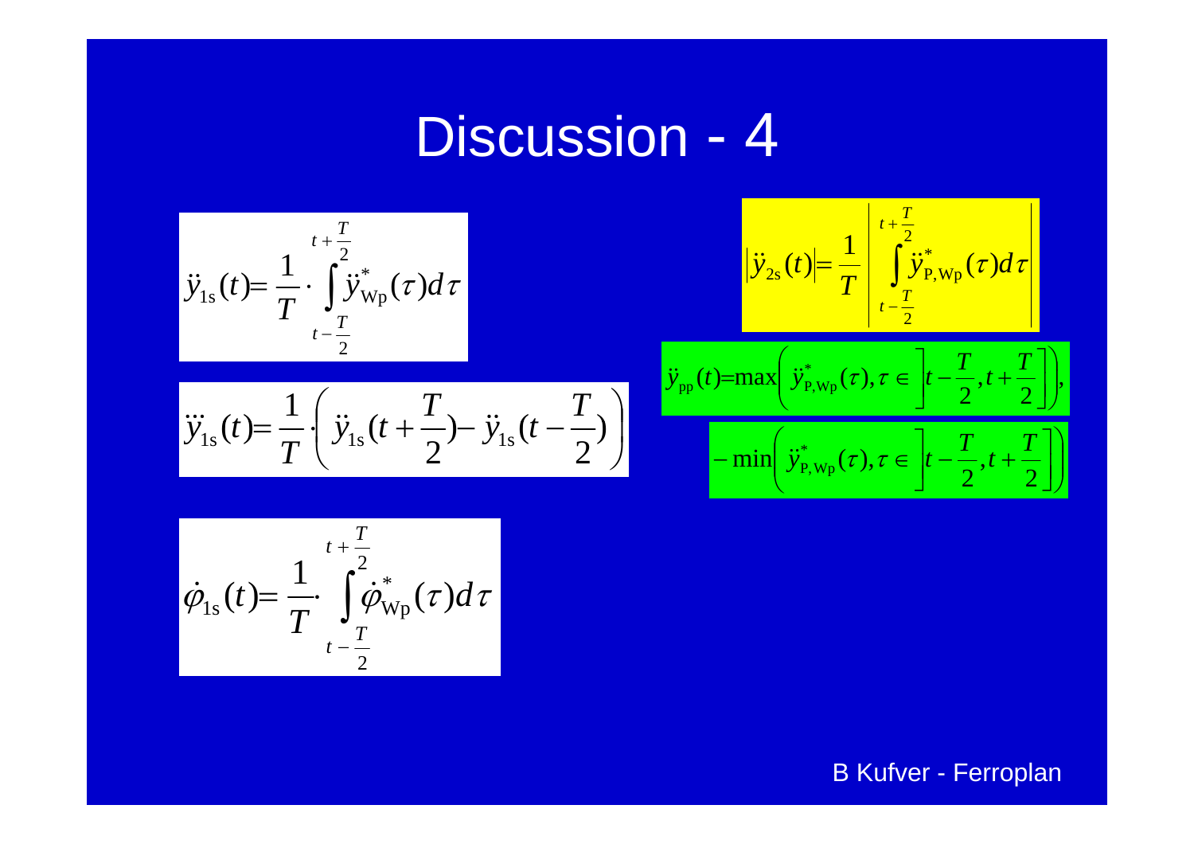# Discussion - 4

$$\ddot{y}_{1s}(t) = \frac{1}{T} \cdot \int_{t-\frac{T}{2}}^{t+\frac{T}{2}} \ddot{y}^{*}_{\mathrm{Wp}}(\tau) d\tau$$

$$\dddot{y}_{1s}(t) = \frac{1}{T} \cdot \left( \ddot{y}_{1s}(t+\frac{T}{2}) - \ddot{y}_{1s}(t-\frac{T}{2}) \right)$$

$$\dot{\varphi}_{1s}(t) = \frac{1}{T} \cdot \int_{t-\frac{T}{2}}^{t+\frac{T}{2}} \dot{\varphi}^{*}_{\mathrm{Wp}}(\tau) d\tau$$

$$\left| \ddot{y}_{2s}(t) \right| = \frac{1}{T} \left| \int_{t-\frac{T}{2}}^{t+\frac{T}{2}} \ddot{y}^{*}_{\mathrm{P,Wp}}(\tau) d\tau \right|$$

$$\ddot{y}_{\mathrm{pp}}(t) = \max\left( \ddot{y}^{*}_{\mathrm{P,Wp}}(\tau), \tau \in \left]t-\frac{T}{2}, t+\frac{T}{2}\right] \right), - \min\left( \ddot{y}^{*}_{\mathrm{P,Wp}}(\tau), \tau \in \left]t-\frac{T}{2}, t+\frac{T}{2}\right] \right)$$

B Kufver - Ferroplan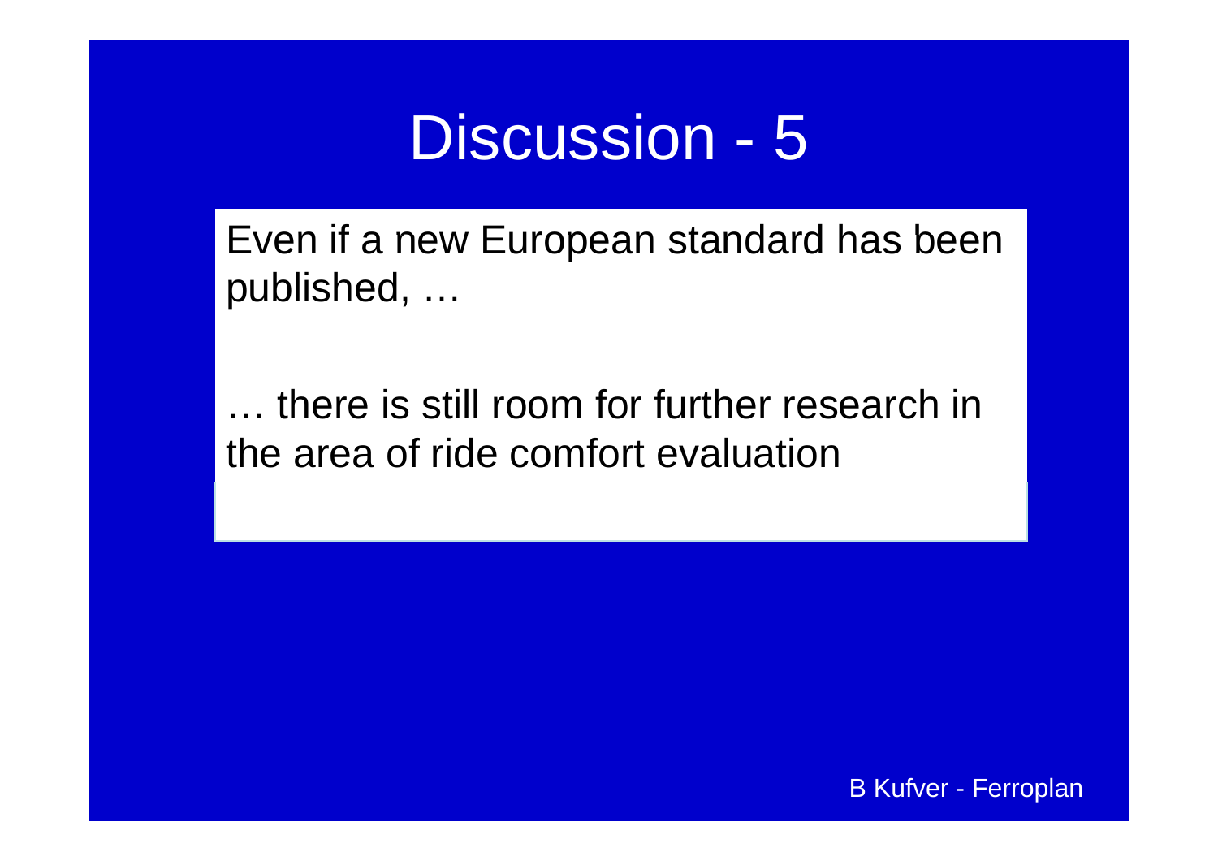# Discussion - 5

Even if a new European standard has been published, …

… there is still room for further research in the area of ride comfort evaluation